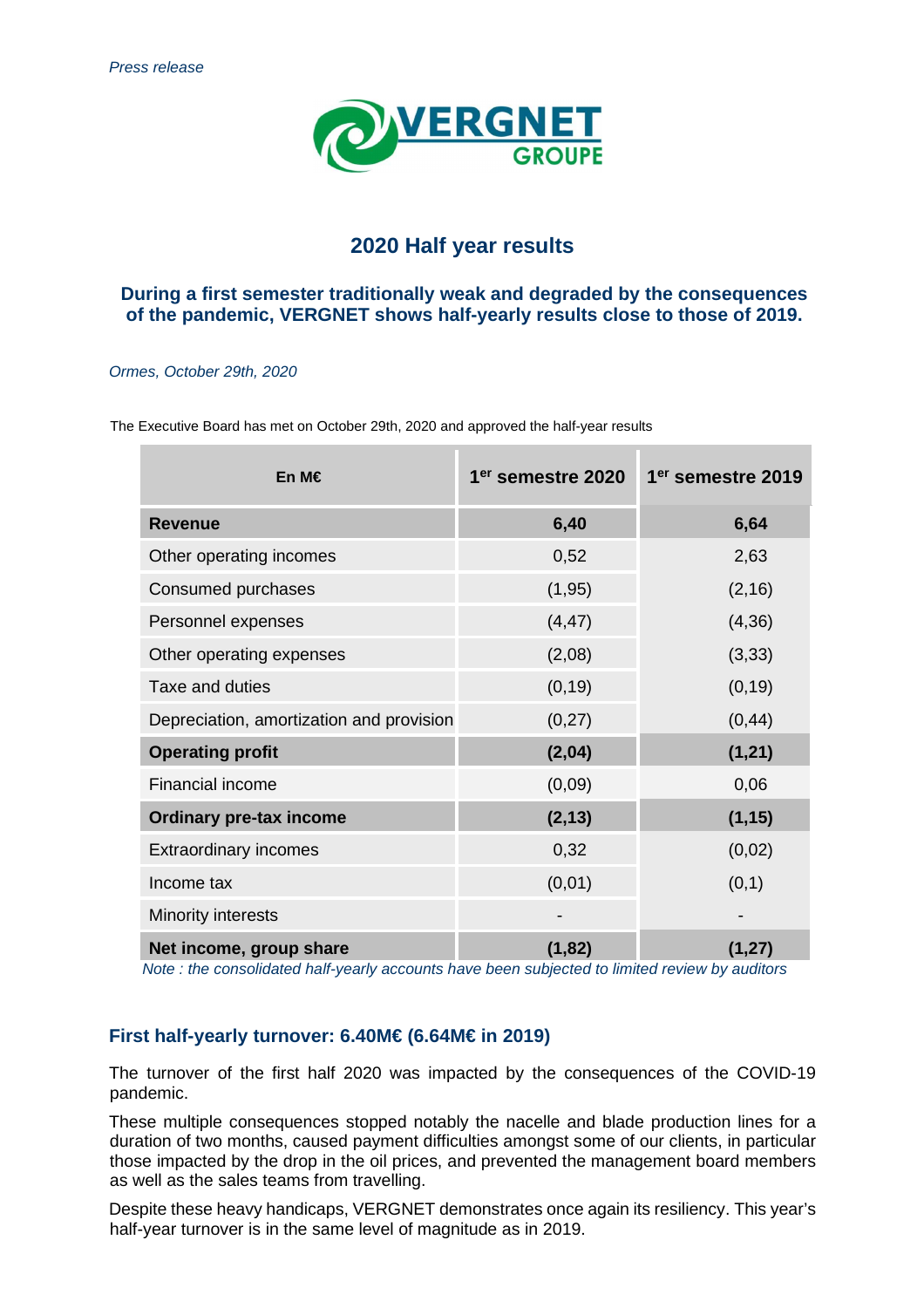*Press release*

VERGNET GROUPE

## 2020 Half year results

### During a first semester traditionally weak and degraded by the consequences of the pandemic, VERGNET shows half-yearly results close to those of 2019.

*Ormes, October 29th, 2020*

The Executive Board has met on October 29th, 2020 and approved the half-year results

| En M€ | 1er semestre 2020 | 1er semestre 2019 |
|---|---|---|
| **Revenue** | **6,40** | **6,64** |
| Other operating incomes | 0,52 | 2,63 |
| Consumed purchases | (1,95) | (2,16) |
| Personnel expenses | (4,47) | (4,36) |
| Other operating expenses | (2,08) | (3,33) |
| Taxe and duties | (0,19) | (0,19) |
| Depreciation, amortization and provision | (0,27) | (0,44) |
| **Operating profit** | **(2,04)** | **(1,21)** |
| Financial income | (0,09) | 0,06 |
| **Ordinary pre-tax income** | **(2,13)** | **(1,15)** |
| Extraordinary incomes | 0,32 | (0,02) |
| Income tax | (0,01) | (0,1) |
| Minority interests | - | - |
| **Net income, group share** | **(1,82)** | **(1,27)** |

*Note : the consolidated half-yearly accounts have been subjected to limited review by auditors*

### First half-yearly turnover: 6.40M€ (6.64M€ in 2019)

The turnover of the first half 2020 was impacted by the consequences of the COVID-19 pandemic.

These multiple consequences stopped notably the nacelle and blade production lines for a duration of two months, caused payment difficulties amongst some of our clients, in particular those impacted by the drop in the oil prices, and prevented the management board members as well as the sales teams from travelling.

Despite these heavy handicaps, VERGNET demonstrates once again its resiliency. This year's half-year turnover is in the same level of magnitude as in 2019.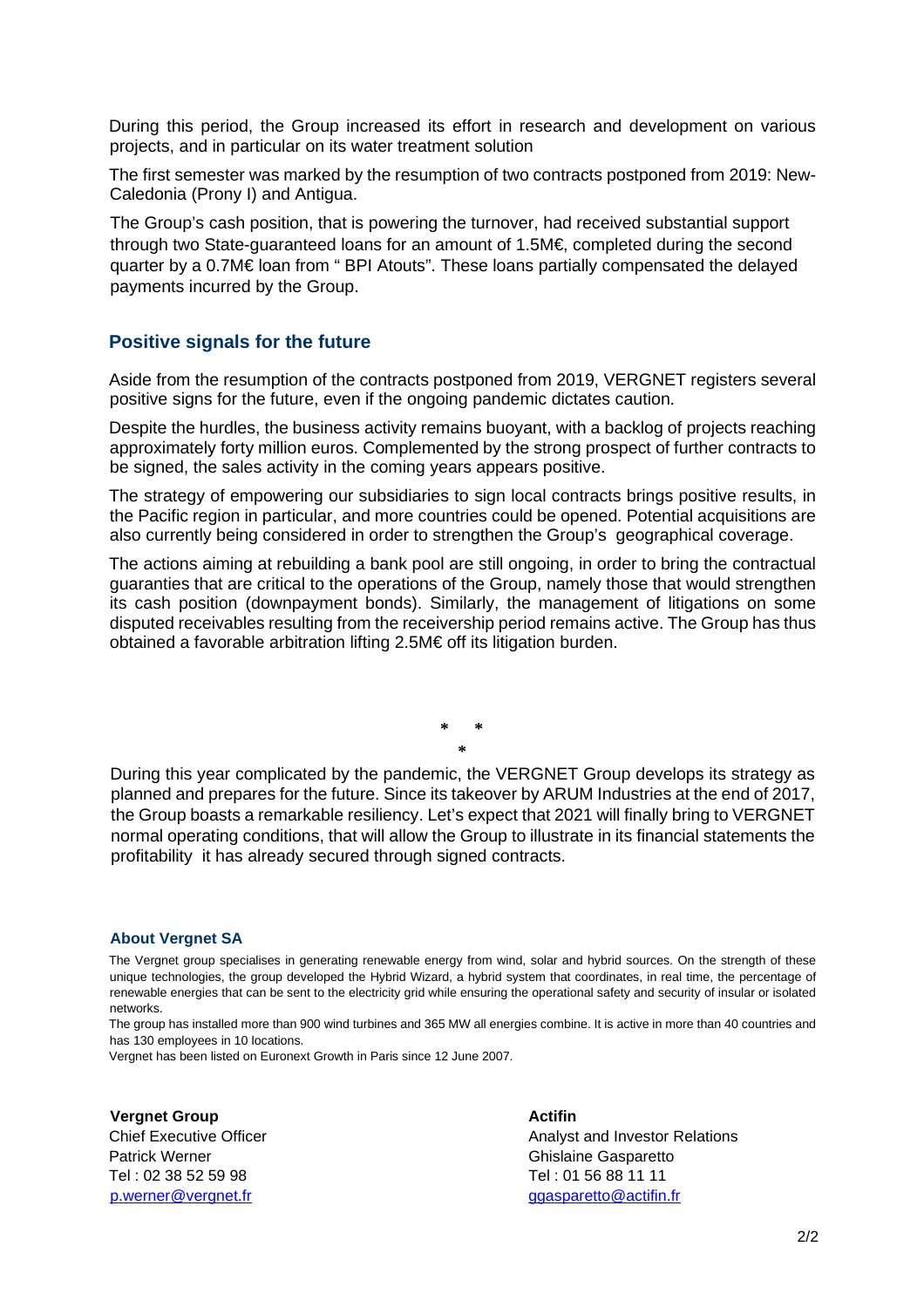During this period, the Group increased its effort in research and development on various projects, and in particular on its water treatment solution

The first semester was marked by the resumption of two contracts postponed from 2019: New-Caledonia (Prony I) and Antigua.

The Group's cash position, that is powering the turnover, had received substantial support through two State-guaranteed loans for an amount of 1.5M€, completed during the second quarter by a 0.7M€ loan from " BPI Atouts". These loans partially compensated the delayed payments incurred by the Group.

## Positive signals for the future

Aside from the resumption of the contracts postponed from 2019, VERGNET registers several positive signs for the future, even if the ongoing pandemic dictates caution.

Despite the hurdles, the business activity remains buoyant, with a backlog of projects reaching approximately forty million euros. Complemented by the strong prospect of further contracts to be signed, the sales activity in the coming years appears positive.

The strategy of empowering our subsidiaries to sign local contracts brings positive results, in the Pacific region in particular, and more countries could be opened. Potential acquisitions are also currently being considered in order to strengthen the Group's geographical coverage.

The actions aiming at rebuilding a bank pool are still ongoing, in order to bring the contractual guaranties that are critical to the operations of the Group, namely those that would strengthen its cash position (downpayment bonds). Similarly, the management of litigations on some disputed receivables resulting from the receivership period remains active. The Group has thus obtained a favorable arbitration lifting 2.5M€ off its litigation burden.

\* \*
\*

During this year complicated by the pandemic, the VERGNET Group develops its strategy as planned and prepares for the future. Since its takeover by ARUM Industries at the end of 2017, the Group boasts a remarkable resiliency. Let's expect that 2021 will finally bring to VERGNET normal operating conditions, that will allow the Group to illustrate in its financial statements the profitability it has already secured through signed contracts.

### About Vergnet SA

The Vergnet group specialises in generating renewable energy from wind, solar and hybrid sources. On the strength of these unique technologies, the group developed the Hybrid Wizard, a hybrid system that coordinates, in real time, the percentage of renewable energies that can be sent to the electricity grid while ensuring the operational safety and security of insular or isolated networks.

The group has installed more than 900 wind turbines and 365 MW all energies combine. It is active in more than 40 countries and has 130 employees in 10 locations.

Vergnet has been listed on Euronext Growth in Paris since 12 June 2007.

**Vergnet Group**
Chief Executive Officer
Patrick Werner
Tel : 02 38 52 59 98
p.werner@vergnet.fr

**Actifin**
Analyst and Investor Relations
Ghislaine Gasparetto
Tel : 01 56 88 11 11
ggasparetto@actifin.fr